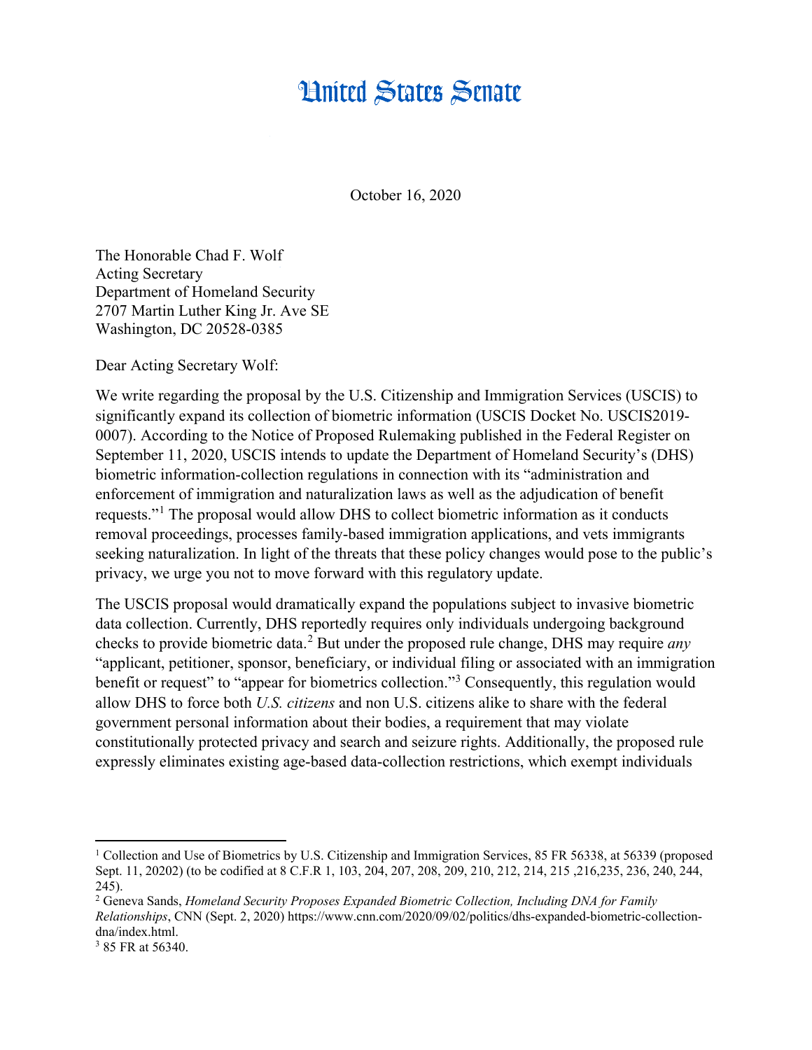# United States Senate

October 16, 2020

The Honorable Chad F. Wolf
Acting Secretary
Department of Homeland Security
2707 Martin Luther King Jr. Ave SE
Washington, DC 20528-0385

Dear Acting Secretary Wolf:

We write regarding the proposal by the U.S. Citizenship and Immigration Services (USCIS) to significantly expand its collection of biometric information (USCIS Docket No. USCIS2019-0007). According to the Notice of Proposed Rulemaking published in the Federal Register on September 11, 2020, USCIS intends to update the Department of Homeland Security's (DHS) biometric information-collection regulations in connection with its "administration and enforcement of immigration and naturalization laws as well as the adjudication of benefit requests."[1] The proposal would allow DHS to collect biometric information as it conducts removal proceedings, processes family-based immigration applications, and vets immigrants seeking naturalization. In light of the threats that these policy changes would pose to the public's privacy, we urge you not to move forward with this regulatory update.

The USCIS proposal would dramatically expand the populations subject to invasive biometric data collection. Currently, DHS reportedly requires only individuals undergoing background checks to provide biometric data.[2] But under the proposed rule change, DHS may require *any* "applicant, petitioner, sponsor, beneficiary, or individual filing or associated with an immigration benefit or request" to "appear for biometrics collection."[3] Consequently, this regulation would allow DHS to force both *U.S. citizens* and non U.S. citizens alike to share with the federal government personal information about their bodies, a requirement that may violate constitutionally protected privacy and search and seizure rights. Additionally, the proposed rule expressly eliminates existing age-based data-collection restrictions, which exempt individuals

---

[1] Collection and Use of Biometrics by U.S. Citizenship and Immigration Services, 85 FR 56338, at 56339 (proposed Sept. 11, 20202) (to be codified at 8 C.F.R 1, 103, 204, 207, 208, 209, 210, 212, 214, 215 ,216,235, 236, 240, 244, 245).

[2] Geneva Sands, *Homeland Security Proposes Expanded Biometric Collection, Including DNA for Family Relationships*, CNN (Sept. 2, 2020) https://www.cnn.com/2020/09/02/politics/dhs-expanded-biometric-collection-dna/index.html.

[3] 85 FR at 56340.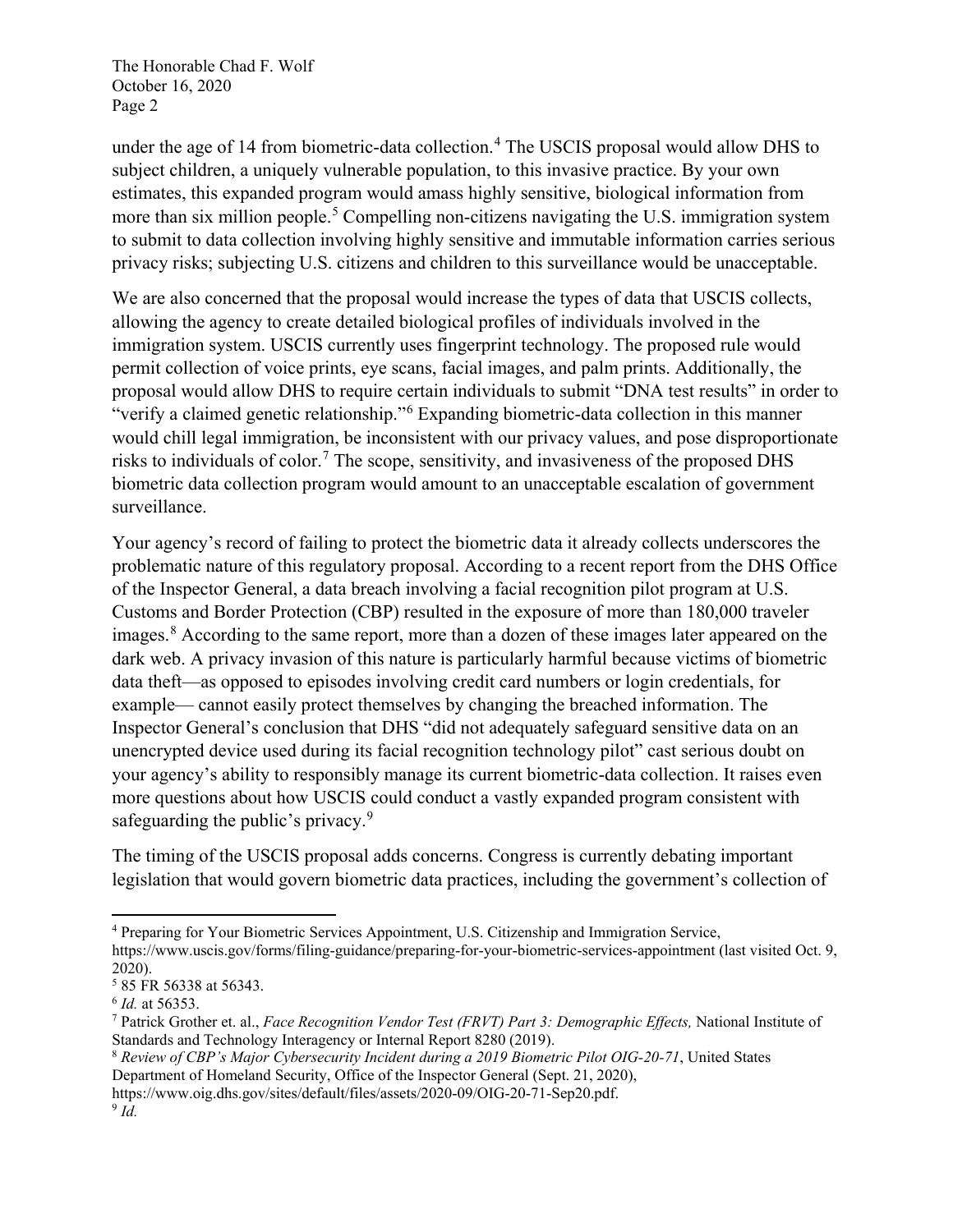under the age of 14 from biometric-data collection.[4] The USCIS proposal would allow DHS to subject children, a uniquely vulnerable population, to this invasive practice. By your own estimates, this expanded program would amass highly sensitive, biological information from more than six million people.[5] Compelling non-citizens navigating the U.S. immigration system to submit to data collection involving highly sensitive and immutable information carries serious privacy risks; subjecting U.S. citizens and children to this surveillance would be unacceptable.

We are also concerned that the proposal would increase the types of data that USCIS collects, allowing the agency to create detailed biological profiles of individuals involved in the immigration system. USCIS currently uses fingerprint technology. The proposed rule would permit collection of voice prints, eye scans, facial images, and palm prints. Additionally, the proposal would allow DHS to require certain individuals to submit "DNA test results" in order to "verify a claimed genetic relationship."[6] Expanding biometric-data collection in this manner would chill legal immigration, be inconsistent with our privacy values, and pose disproportionate risks to individuals of color.[7] The scope, sensitivity, and invasiveness of the proposed DHS biometric data collection program would amount to an unacceptable escalation of government surveillance.

Your agency's record of failing to protect the biometric data it already collects underscores the problematic nature of this regulatory proposal. According to a recent report from the DHS Office of the Inspector General, a data breach involving a facial recognition pilot program at U.S. Customs and Border Protection (CBP) resulted in the exposure of more than 180,000 traveler images.[8] According to the same report, more than a dozen of these images later appeared on the dark web. A privacy invasion of this nature is particularly harmful because victims of biometric data theft—as opposed to episodes involving credit card numbers or login credentials, for example— cannot easily protect themselves by changing the breached information. The Inspector General's conclusion that DHS "did not adequately safeguard sensitive data on an unencrypted device used during its facial recognition technology pilot" cast serious doubt on your agency's ability to responsibly manage its current biometric-data collection. It raises even more questions about how USCIS could conduct a vastly expanded program consistent with safeguarding the public's privacy.[9]

The timing of the USCIS proposal adds concerns. Congress is currently debating important legislation that would govern biometric data practices, including the government's collection of

---

[4] Preparing for Your Biometric Services Appointment, U.S. Citizenship and Immigration Service, https://www.uscis.gov/forms/filing-guidance/preparing-for-your-biometric-services-appointment (last visited Oct. 9, 2020).

[5] 85 FR 56338 at 56343.

[6] *Id.* at 56353.

[7] Patrick Grother et. al., *Face Recognition Vendor Test (FRVT) Part 3: Demographic Effects,* National Institute of Standards and Technology Interagency or Internal Report 8280 (2019).

[8] *Review of CBP's Major Cybersecurity Incident during a 2019 Biometric Pilot OIG-20-71*, United States Department of Homeland Security, Office of the Inspector General (Sept. 21, 2020), https://www.oig.dhs.gov/sites/default/files/assets/2020-09/OIG-20-71-Sep20.pdf.

[9] *Id.*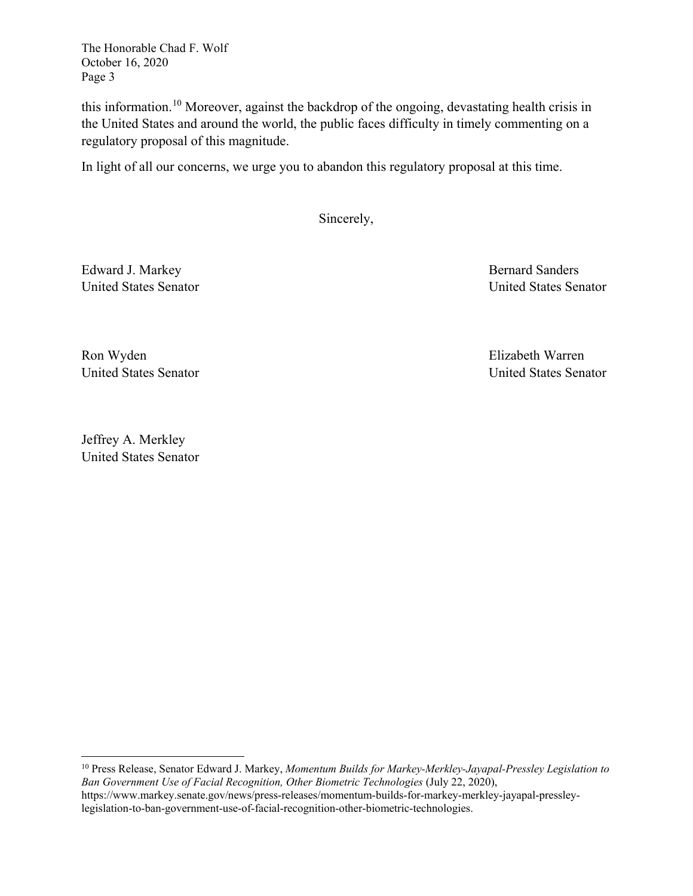this information.[10] Moreover, against the backdrop of the ongoing, devastating health crisis in the United States and around the world, the public faces difficulty in timely commenting on a regulatory proposal of this magnitude.

In light of all our concerns, we urge you to abandon this regulatory proposal at this time.

Sincerely,

Edward J. Markey
United States Senator

Bernard Sanders
United States Senator

Ron Wyden
United States Senator

Elizabeth Warren
United States Senator

Jeffrey A. Merkley
United States Senator

---

[10] Press Release, Senator Edward J. Markey, *Momentum Builds for Markey-Merkley-Jayapal-Pressley Legislation to Ban Government Use of Facial Recognition, Other Biometric Technologies* (July 22, 2020), https://www.markey.senate.gov/news/press-releases/momentum-builds-for-markey-merkley-jayapal-pressley-legislation-to-ban-government-use-of-facial-recognition-other-biometric-technologies.